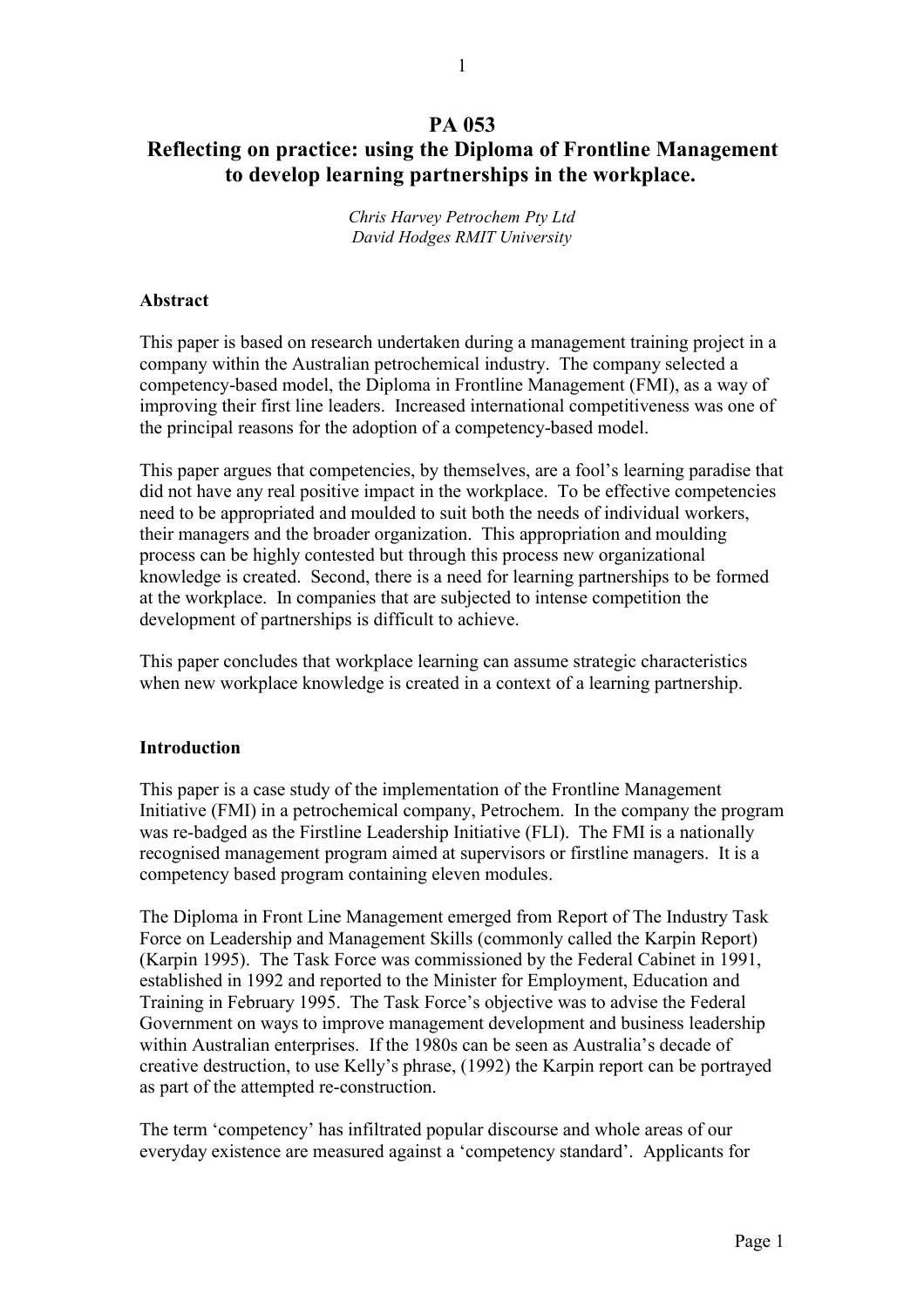# PA 053
# Reflecting on practice: using the Diploma of Frontline Management to develop learning partnerships in the workplace.

*Chris Harvey Petrochem Pty Ltd*
*David Hodges RMIT University*

### Abstract

This paper is based on research undertaken during a management training project in a company within the Australian petrochemical industry. The company selected a competency-based model, the Diploma in Frontline Management (FMI), as a way of improving their first line leaders. Increased international competitiveness was one of the principal reasons for the adoption of a competency-based model.

This paper argues that competencies, by themselves, are a fool's learning paradise that did not have any real positive impact in the workplace. To be effective competencies need to be appropriated and moulded to suit both the needs of individual workers, their managers and the broader organization. This appropriation and moulding process can be highly contested but through this process new organizational knowledge is created. Second, there is a need for learning partnerships to be formed at the workplace. In companies that are subjected to intense competition the development of partnerships is difficult to achieve.

This paper concludes that workplace learning can assume strategic characteristics when new workplace knowledge is created in a context of a learning partnership.

### Introduction

This paper is a case study of the implementation of the Frontline Management Initiative (FMI) in a petrochemical company, Petrochem. In the company the program was re-badged as the Firstline Leadership Initiative (FLI). The FMI is a nationally recognised management program aimed at supervisors or firstline managers. It is a competency based program containing eleven modules.

The Diploma in Front Line Management emerged from Report of The Industry Task Force on Leadership and Management Skills (commonly called the Karpin Report) (Karpin 1995). The Task Force was commissioned by the Federal Cabinet in 1991, established in 1992 and reported to the Minister for Employment, Education and Training in February 1995. The Task Force's objective was to advise the Federal Government on ways to improve management development and business leadership within Australian enterprises. If the 1980s can be seen as Australia's decade of creative destruction, to use Kelly's phrase, (1992) the Karpin report can be portrayed as part of the attempted re-construction.

The term 'competency' has infiltrated popular discourse and whole areas of our everyday existence are measured against a 'competency standard'. Applicants for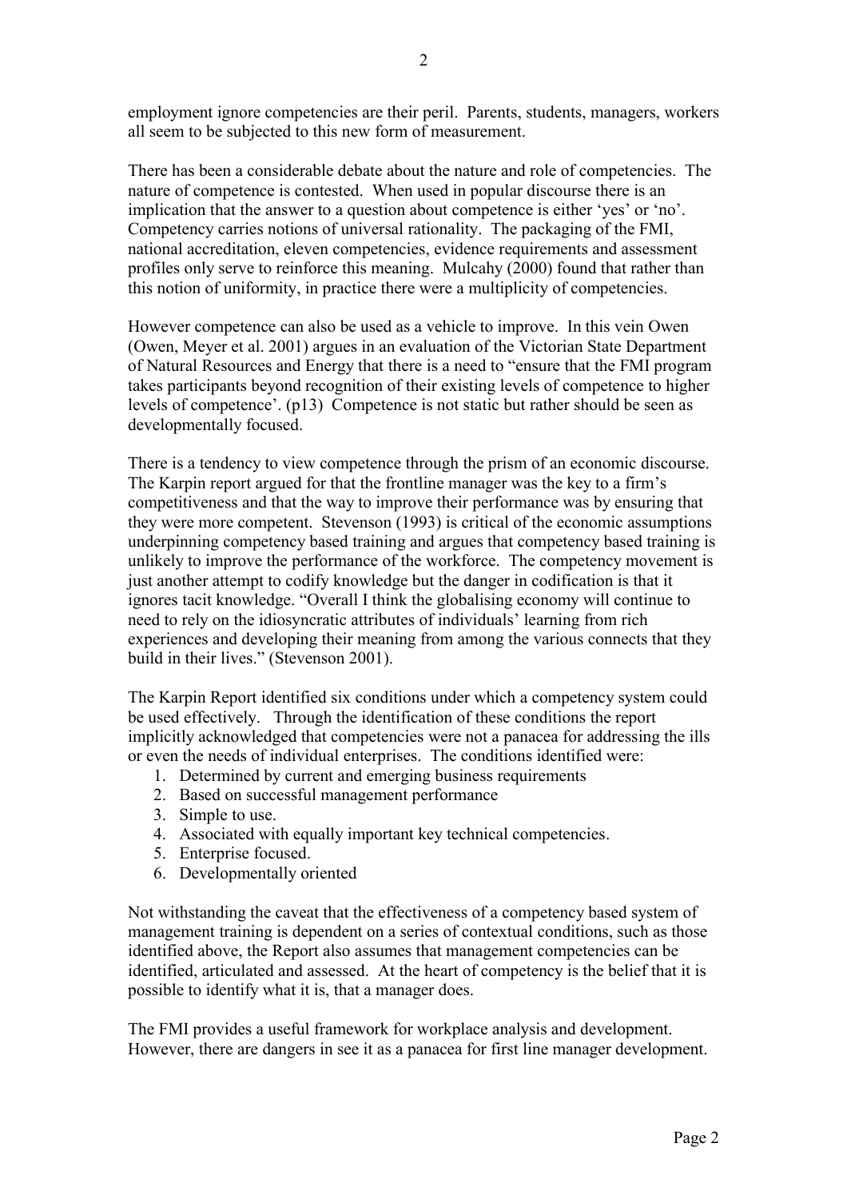employment ignore competencies are their peril. Parents, students, managers, workers all seem to be subjected to this new form of measurement.

There has been a considerable debate about the nature and role of competencies. The nature of competence is contested. When used in popular discourse there is an implication that the answer to a question about competence is either 'yes' or 'no'. Competency carries notions of universal rationality. The packaging of the FMI, national accreditation, eleven competencies, evidence requirements and assessment profiles only serve to reinforce this meaning. Mulcahy (2000) found that rather than this notion of uniformity, in practice there were a multiplicity of competencies.

However competence can also be used as a vehicle to improve. In this vein Owen (Owen, Meyer et al. 2001) argues in an evaluation of the Victorian State Department of Natural Resources and Energy that there is a need to "ensure that the FMI program takes participants beyond recognition of their existing levels of competence to higher levels of competence'. (p13) Competence is not static but rather should be seen as developmentally focused.

There is a tendency to view competence through the prism of an economic discourse. The Karpin report argued for that the frontline manager was the key to a firm's competitiveness and that the way to improve their performance was by ensuring that they were more competent. Stevenson (1993) is critical of the economic assumptions underpinning competency based training and argues that competency based training is unlikely to improve the performance of the workforce. The competency movement is just another attempt to codify knowledge but the danger in codification is that it ignores tacit knowledge. "Overall I think the globalising economy will continue to need to rely on the idiosyncratic attributes of individuals' learning from rich experiences and developing their meaning from among the various connects that they build in their lives." (Stevenson 2001).

The Karpin Report identified six conditions under which a competency system could be used effectively. Through the identification of these conditions the report implicitly acknowledged that competencies were not a panacea for addressing the ills or even the needs of individual enterprises. The conditions identified were:

1. Determined by current and emerging business requirements
2. Based on successful management performance
3. Simple to use.
4. Associated with equally important key technical competencies.
5. Enterprise focused.
6. Developmentally oriented

Not withstanding the caveat that the effectiveness of a competency based system of management training is dependent on a series of contextual conditions, such as those identified above, the Report also assumes that management competencies can be identified, articulated and assessed. At the heart of competency is the belief that it is possible to identify what it is, that a manager does.

The FMI provides a useful framework for workplace analysis and development. However, there are dangers in see it as a panacea for first line manager development.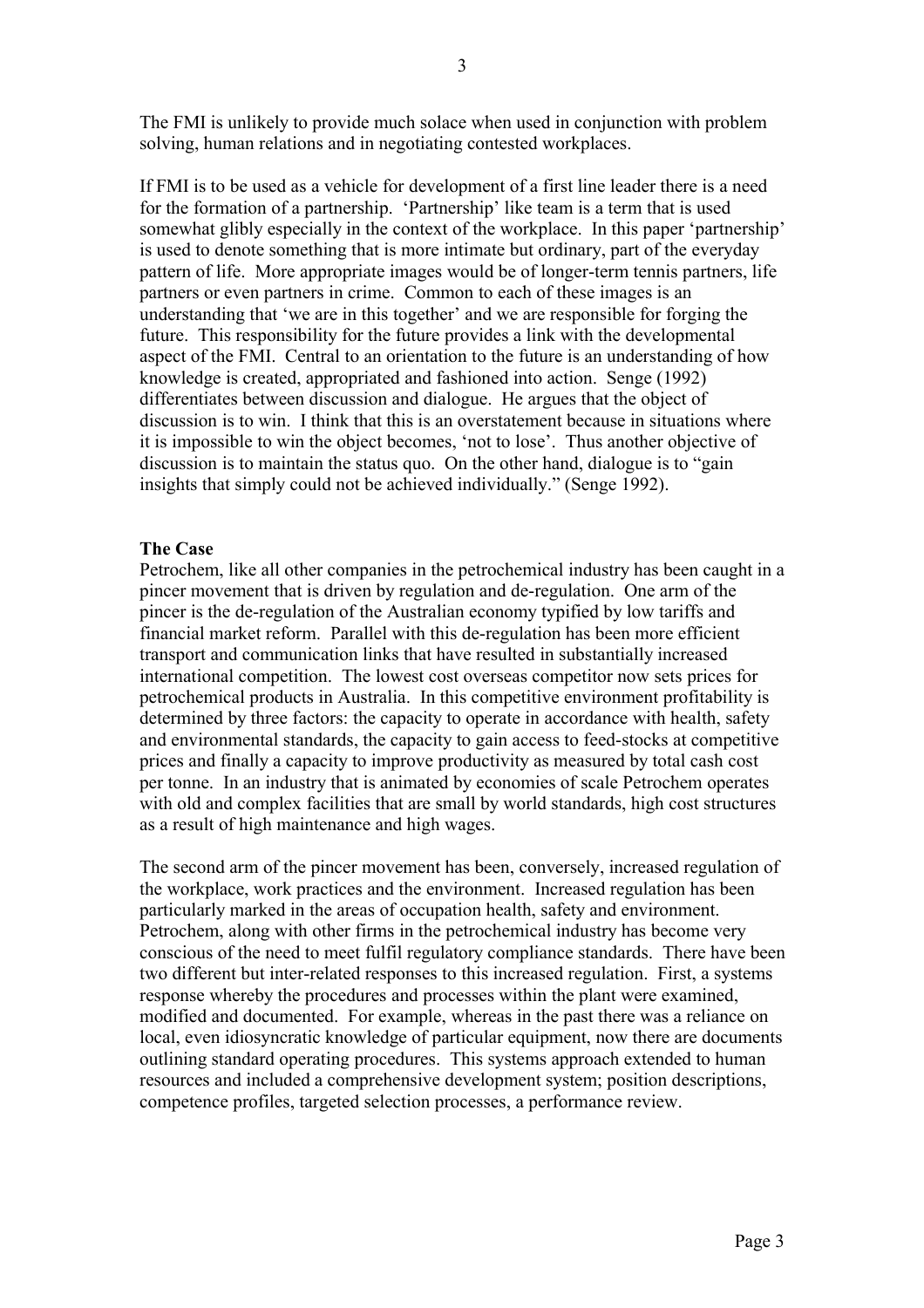The FMI is unlikely to provide much solace when used in conjunction with problem solving, human relations and in negotiating contested workplaces.

If FMI is to be used as a vehicle for development of a first line leader there is a need for the formation of a partnership. 'Partnership' like team is a term that is used somewhat glibly especially in the context of the workplace. In this paper 'partnership' is used to denote something that is more intimate but ordinary, part of the everyday pattern of life. More appropriate images would be of longer-term tennis partners, life partners or even partners in crime. Common to each of these images is an understanding that 'we are in this together' and we are responsible for forging the future. This responsibility for the future provides a link with the developmental aspect of the FMI. Central to an orientation to the future is an understanding of how knowledge is created, appropriated and fashioned into action. Senge (1992) differentiates between discussion and dialogue. He argues that the object of discussion is to win. I think that this is an overstatement because in situations where it is impossible to win the object becomes, 'not to lose'. Thus another objective of discussion is to maintain the status quo. On the other hand, dialogue is to "gain insights that simply could not be achieved individually." (Senge 1992).

**The Case**

Petrochem, like all other companies in the petrochemical industry has been caught in a pincer movement that is driven by regulation and de-regulation. One arm of the pincer is the de-regulation of the Australian economy typified by low tariffs and financial market reform. Parallel with this de-regulation has been more efficient transport and communication links that have resulted in substantially increased international competition. The lowest cost overseas competitor now sets prices for petrochemical products in Australia. In this competitive environment profitability is determined by three factors: the capacity to operate in accordance with health, safety and environmental standards, the capacity to gain access to feed-stocks at competitive prices and finally a capacity to improve productivity as measured by total cash cost per tonne. In an industry that is animated by economies of scale Petrochem operates with old and complex facilities that are small by world standards, high cost structures as a result of high maintenance and high wages.

The second arm of the pincer movement has been, conversely, increased regulation of the workplace, work practices and the environment. Increased regulation has been particularly marked in the areas of occupation health, safety and environment. Petrochem, along with other firms in the petrochemical industry has become very conscious of the need to meet fulfil regulatory compliance standards. There have been two different but inter-related responses to this increased regulation. First, a systems response whereby the procedures and processes within the plant were examined, modified and documented. For example, whereas in the past there was a reliance on local, even idiosyncratic knowledge of particular equipment, now there are documents outlining standard operating procedures. This systems approach extended to human resources and included a comprehensive development system; position descriptions, competence profiles, targeted selection processes, a performance review.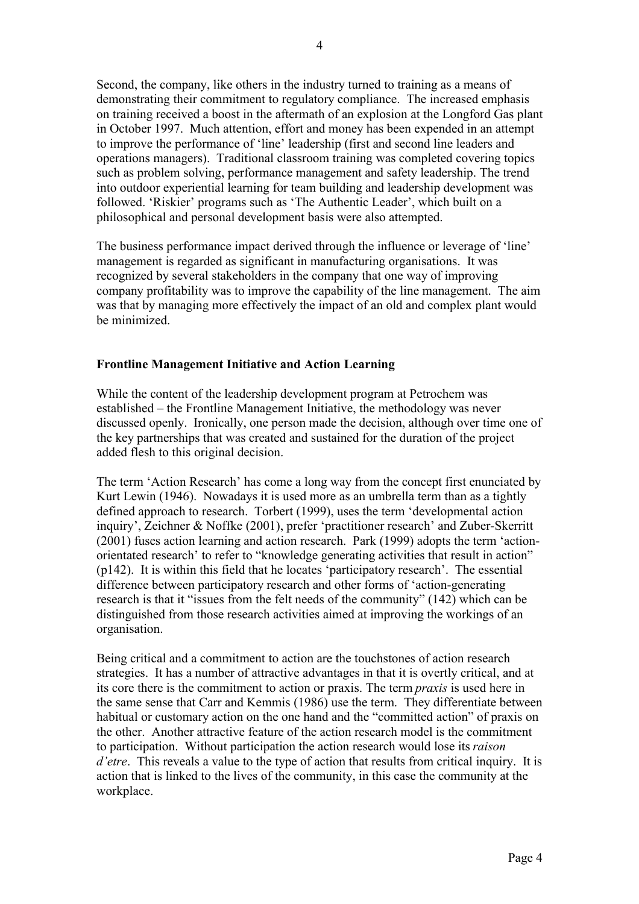Second, the company, like others in the industry turned to training as a means of demonstrating their commitment to regulatory compliance. The increased emphasis on training received a boost in the aftermath of an explosion at the Longford Gas plant in October 1997. Much attention, effort and money has been expended in an attempt to improve the performance of 'line' leadership (first and second line leaders and operations managers). Traditional classroom training was completed covering topics such as problem solving, performance management and safety leadership. The trend into outdoor experiential learning for team building and leadership development was followed. 'Riskier' programs such as 'The Authentic Leader', which built on a philosophical and personal development basis were also attempted.

The business performance impact derived through the influence or leverage of 'line' management is regarded as significant in manufacturing organisations. It was recognized by several stakeholders in the company that one way of improving company profitability was to improve the capability of the line management. The aim was that by managing more effectively the impact of an old and complex plant would be minimized.

**Frontline Management Initiative and Action Learning**

While the content of the leadership development program at Petrochem was established – the Frontline Management Initiative, the methodology was never discussed openly. Ironically, one person made the decision, although over time one of the key partnerships that was created and sustained for the duration of the project added flesh to this original decision.

The term 'Action Research' has come a long way from the concept first enunciated by Kurt Lewin (1946). Nowadays it is used more as an umbrella term than as a tightly defined approach to research. Torbert (1999), uses the term 'developmental action inquiry', Zeichner & Noffke (2001), prefer 'practitioner research' and Zuber-Skerritt (2001) fuses action learning and action research. Park (1999) adopts the term 'action-orientated research' to refer to "knowledge generating activities that result in action" (p142). It is within this field that he locates 'participatory research'. The essential difference between participatory research and other forms of 'action-generating research is that it "issues from the felt needs of the community" (142) which can be distinguished from those research activities aimed at improving the workings of an organisation.

Being critical and a commitment to action are the touchstones of action research strategies. It has a number of attractive advantages in that it is overtly critical, and at its core there is the commitment to action or praxis. The term *praxis* is used here in the same sense that Carr and Kemmis (1986) use the term. They differentiate between habitual or customary action on the one hand and the "committed action" of praxis on the other. Another attractive feature of the action research model is the commitment to participation. Without participation the action research would lose its *raison d'etre*. This reveals a value to the type of action that results from critical inquiry. It is action that is linked to the lives of the community, in this case the community at the workplace.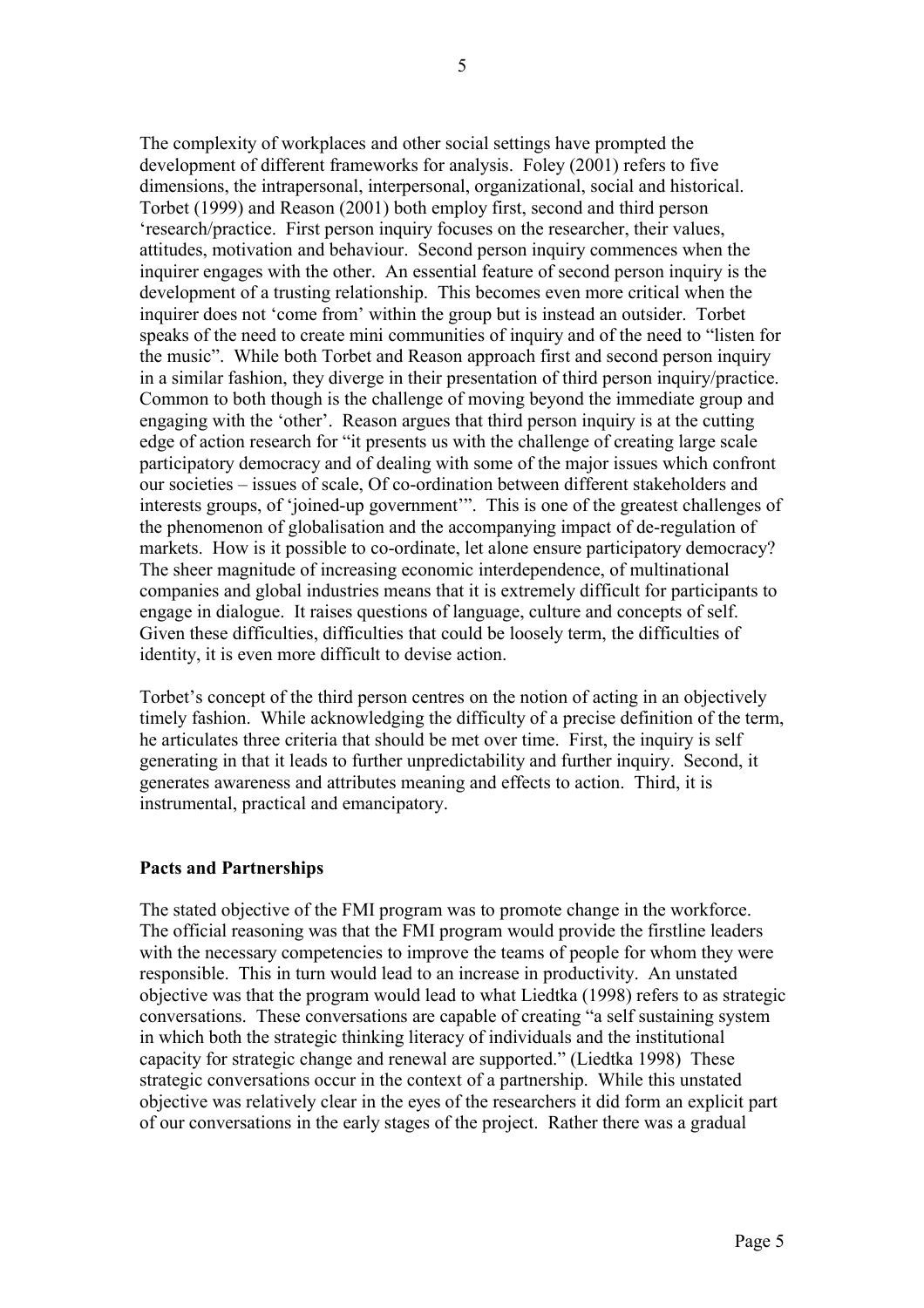The complexity of workplaces and other social settings have prompted the development of different frameworks for analysis. Foley (2001) refers to five dimensions, the intrapersonal, interpersonal, organizational, social and historical. Torbet (1999) and Reason (2001) both employ first, second and third person 'research/practice. First person inquiry focuses on the researcher, their values, attitudes, motivation and behaviour. Second person inquiry commences when the inquirer engages with the other. An essential feature of second person inquiry is the development of a trusting relationship. This becomes even more critical when the inquirer does not 'come from' within the group but is instead an outsider. Torbet speaks of the need to create mini communities of inquiry and of the need to "listen for the music". While both Torbet and Reason approach first and second person inquiry in a similar fashion, they diverge in their presentation of third person inquiry/practice. Common to both though is the challenge of moving beyond the immediate group and engaging with the 'other'. Reason argues that third person inquiry is at the cutting edge of action research for "it presents us with the challenge of creating large scale participatory democracy and of dealing with some of the major issues which confront our societies – issues of scale, Of co-ordination between different stakeholders and interests groups, of 'joined-up government'". This is one of the greatest challenges of the phenomenon of globalisation and the accompanying impact of de-regulation of markets. How is it possible to co-ordinate, let alone ensure participatory democracy? The sheer magnitude of increasing economic interdependence, of multinational companies and global industries means that it is extremely difficult for participants to engage in dialogue. It raises questions of language, culture and concepts of self. Given these difficulties, difficulties that could be loosely term, the difficulties of identity, it is even more difficult to devise action.

Torbet's concept of the third person centres on the notion of acting in an objectively timely fashion. While acknowledging the difficulty of a precise definition of the term, he articulates three criteria that should be met over time. First, the inquiry is self generating in that it leads to further unpredictability and further inquiry. Second, it generates awareness and attributes meaning and effects to action. Third, it is instrumental, practical and emancipatory.

## Pacts and Partnerships

The stated objective of the FMI program was to promote change in the workforce. The official reasoning was that the FMI program would provide the firstline leaders with the necessary competencies to improve the teams of people for whom they were responsible. This in turn would lead to an increase in productivity. An unstated objective was that the program would lead to what Liedtka (1998) refers to as strategic conversations. These conversations are capable of creating "a self sustaining system in which both the strategic thinking literacy of individuals and the institutional capacity for strategic change and renewal are supported." (Liedtka 1998) These strategic conversations occur in the context of a partnership. While this unstated objective was relatively clear in the eyes of the researchers it did form an explicit part of our conversations in the early stages of the project. Rather there was a gradual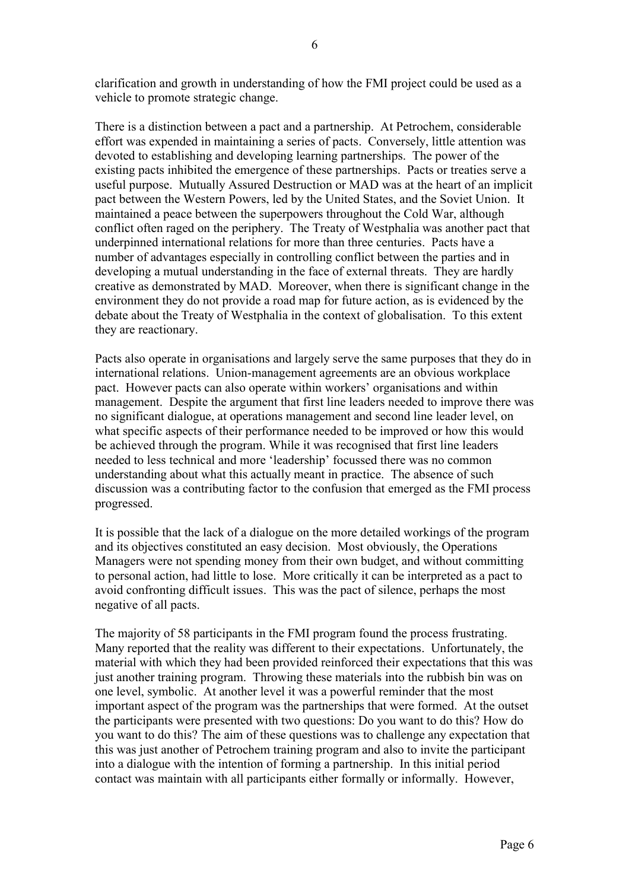clarification and growth in understanding of how the FMI project could be used as a vehicle to promote strategic change.

There is a distinction between a pact and a partnership. At Petrochem, considerable effort was expended in maintaining a series of pacts. Conversely, little attention was devoted to establishing and developing learning partnerships. The power of the existing pacts inhibited the emergence of these partnerships. Pacts or treaties serve a useful purpose. Mutually Assured Destruction or MAD was at the heart of an implicit pact between the Western Powers, led by the United States, and the Soviet Union. It maintained a peace between the superpowers throughout the Cold War, although conflict often raged on the periphery. The Treaty of Westphalia was another pact that underpinned international relations for more than three centuries. Pacts have a number of advantages especially in controlling conflict between the parties and in developing a mutual understanding in the face of external threats. They are hardly creative as demonstrated by MAD. Moreover, when there is significant change in the environment they do not provide a road map for future action, as is evidenced by the debate about the Treaty of Westphalia in the context of globalisation. To this extent they are reactionary.

Pacts also operate in organisations and largely serve the same purposes that they do in international relations. Union-management agreements are an obvious workplace pact. However pacts can also operate within workers' organisations and within management. Despite the argument that first line leaders needed to improve there was no significant dialogue, at operations management and second line leader level, on what specific aspects of their performance needed to be improved or how this would be achieved through the program. While it was recognised that first line leaders needed to less technical and more 'leadership' focussed there was no common understanding about what this actually meant in practice. The absence of such discussion was a contributing factor to the confusion that emerged as the FMI process progressed.

It is possible that the lack of a dialogue on the more detailed workings of the program and its objectives constituted an easy decision. Most obviously, the Operations Managers were not spending money from their own budget, and without committing to personal action, had little to lose. More critically it can be interpreted as a pact to avoid confronting difficult issues. This was the pact of silence, perhaps the most negative of all pacts.

The majority of 58 participants in the FMI program found the process frustrating. Many reported that the reality was different to their expectations. Unfortunately, the material with which they had been provided reinforced their expectations that this was just another training program. Throwing these materials into the rubbish bin was on one level, symbolic. At another level it was a powerful reminder that the most important aspect of the program was the partnerships that were formed. At the outset the participants were presented with two questions: Do you want to do this? How do you want to do this? The aim of these questions was to challenge any expectation that this was just another of Petrochem training program and also to invite the participant into a dialogue with the intention of forming a partnership. In this initial period contact was maintain with all participants either formally or informally. However,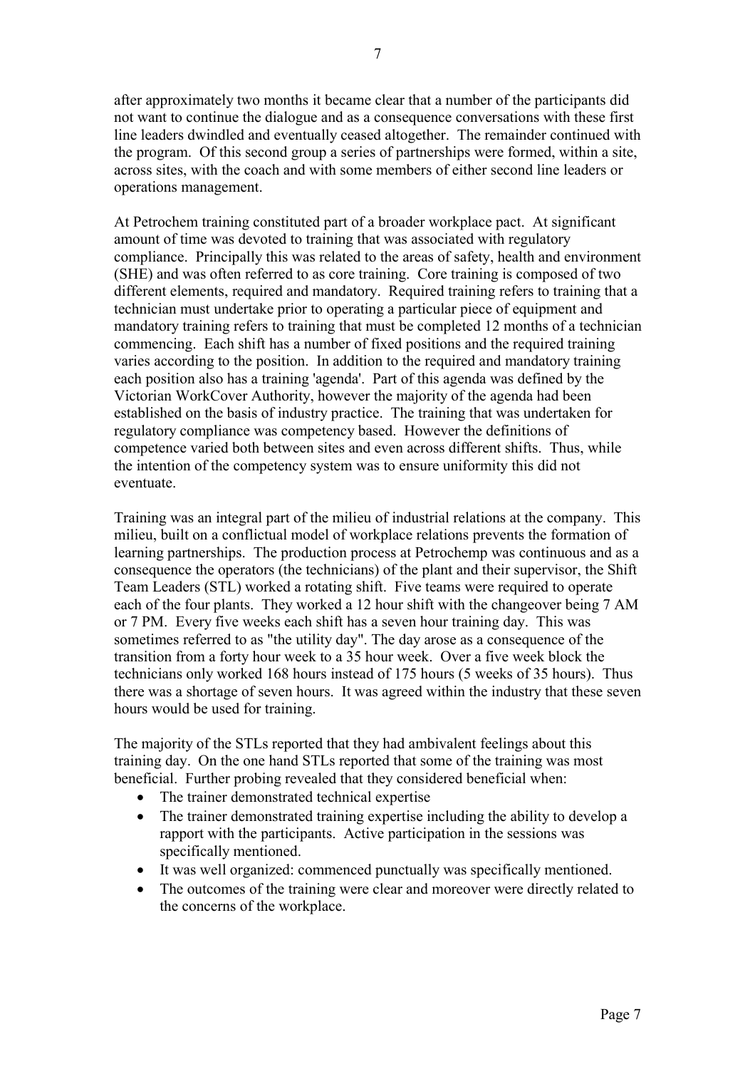after approximately two months it became clear that a number of the participants did not want to continue the dialogue and as a consequence conversations with these first line leaders dwindled and eventually ceased altogether. The remainder continued with the program. Of this second group a series of partnerships were formed, within a site, across sites, with the coach and with some members of either second line leaders or operations management.

At Petrochem training constituted part of a broader workplace pact. At significant amount of time was devoted to training that was associated with regulatory compliance. Principally this was related to the areas of safety, health and environment (SHE) and was often referred to as core training. Core training is composed of two different elements, required and mandatory. Required training refers to training that a technician must undertake prior to operating a particular piece of equipment and mandatory training refers to training that must be completed 12 months of a technician commencing. Each shift has a number of fixed positions and the required training varies according to the position. In addition to the required and mandatory training each position also has a training 'agenda'. Part of this agenda was defined by the Victorian WorkCover Authority, however the majority of the agenda had been established on the basis of industry practice. The training that was undertaken for regulatory compliance was competency based. However the definitions of competence varied both between sites and even across different shifts. Thus, while the intention of the competency system was to ensure uniformity this did not eventuate.

Training was an integral part of the milieu of industrial relations at the company. This milieu, built on a conflictual model of workplace relations prevents the formation of learning partnerships. The production process at Petrochemp was continuous and as a consequence the operators (the technicians) of the plant and their supervisor, the Shift Team Leaders (STL) worked a rotating shift. Five teams were required to operate each of the four plants. They worked a 12 hour shift with the changeover being 7 AM or 7 PM. Every five weeks each shift has a seven hour training day. This was sometimes referred to as "the utility day". The day arose as a consequence of the transition from a forty hour week to a 35 hour week. Over a five week block the technicians only worked 168 hours instead of 175 hours (5 weeks of 35 hours). Thus there was a shortage of seven hours. It was agreed within the industry that these seven hours would be used for training.

The majority of the STLs reported that they had ambivalent feelings about this training day. On the one hand STLs reported that some of the training was most beneficial. Further probing revealed that they considered beneficial when:

- The trainer demonstrated technical expertise
- The trainer demonstrated training expertise including the ability to develop a rapport with the participants. Active participation in the sessions was specifically mentioned.
- It was well organized: commenced punctually was specifically mentioned.
- The outcomes of the training were clear and moreover were directly related to the concerns of the workplace.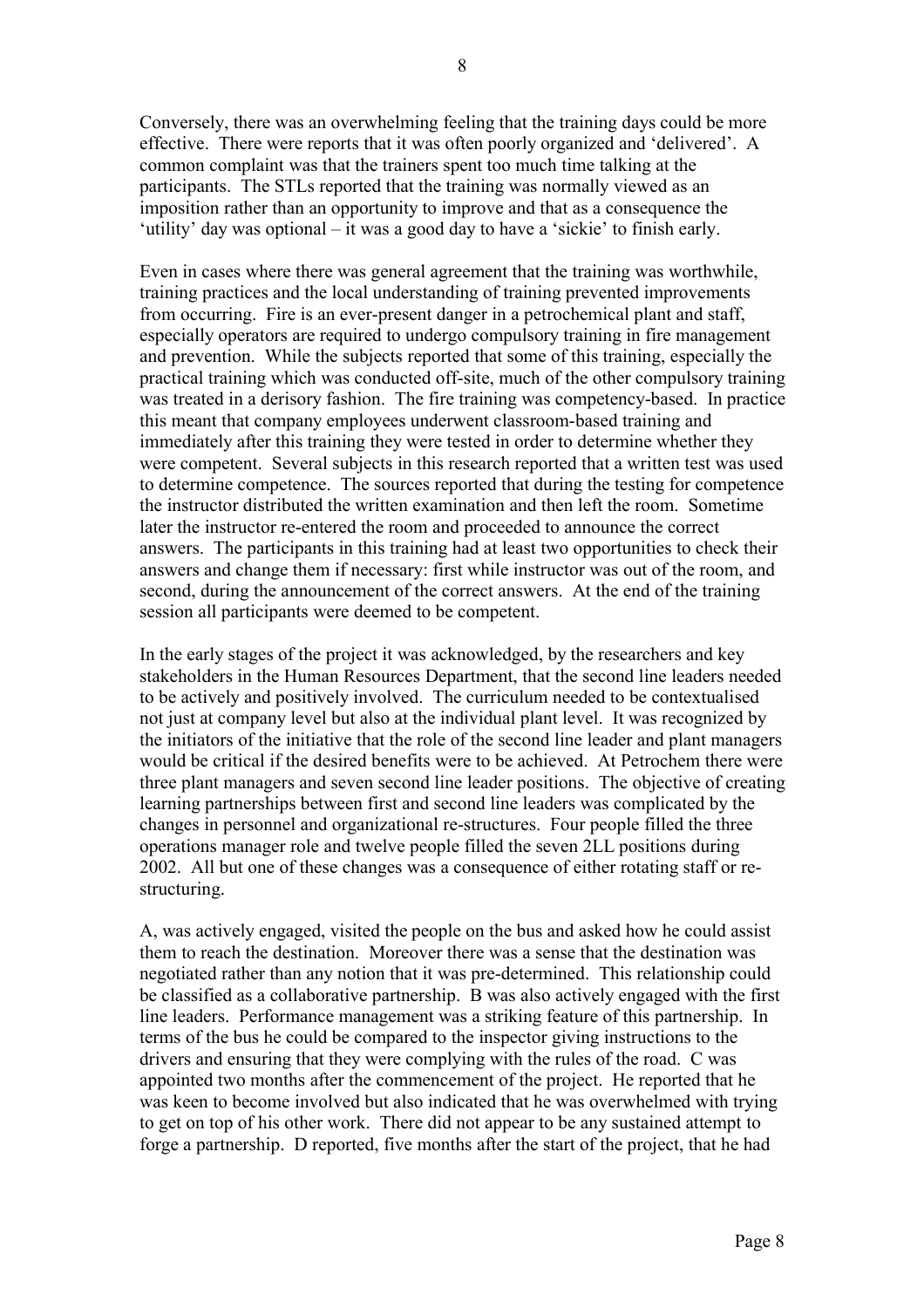Conversely, there was an overwhelming feeling that the training days could be more effective. There were reports that it was often poorly organized and 'delivered'. A common complaint was that the trainers spent too much time talking at the participants. The STLs reported that the training was normally viewed as an imposition rather than an opportunity to improve and that as a consequence the 'utility' day was optional – it was a good day to have a 'sickie' to finish early.

Even in cases where there was general agreement that the training was worthwhile, training practices and the local understanding of training prevented improvements from occurring. Fire is an ever-present danger in a petrochemical plant and staff, especially operators are required to undergo compulsory training in fire management and prevention. While the subjects reported that some of this training, especially the practical training which was conducted off-site, much of the other compulsory training was treated in a derisory fashion. The fire training was competency-based. In practice this meant that company employees underwent classroom-based training and immediately after this training they were tested in order to determine whether they were competent. Several subjects in this research reported that a written test was used to determine competence. The sources reported that during the testing for competence the instructor distributed the written examination and then left the room. Sometime later the instructor re-entered the room and proceeded to announce the correct answers. The participants in this training had at least two opportunities to check their answers and change them if necessary: first while instructor was out of the room, and second, during the announcement of the correct answers. At the end of the training session all participants were deemed to be competent.

In the early stages of the project it was acknowledged, by the researchers and key stakeholders in the Human Resources Department, that the second line leaders needed to be actively and positively involved. The curriculum needed to be contextualised not just at company level but also at the individual plant level. It was recognized by the initiators of the initiative that the role of the second line leader and plant managers would be critical if the desired benefits were to be achieved. At Petrochem there were three plant managers and seven second line leader positions. The objective of creating learning partnerships between first and second line leaders was complicated by the changes in personnel and organizational re-structures. Four people filled the three operations manager role and twelve people filled the seven 2LL positions during 2002. All but one of these changes was a consequence of either rotating staff or re-structuring.

A, was actively engaged, visited the people on the bus and asked how he could assist them to reach the destination. Moreover there was a sense that the destination was negotiated rather than any notion that it was pre-determined. This relationship could be classified as a collaborative partnership. B was also actively engaged with the first line leaders. Performance management was a striking feature of this partnership. In terms of the bus he could be compared to the inspector giving instructions to the drivers and ensuring that they were complying with the rules of the road. C was appointed two months after the commencement of the project. He reported that he was keen to become involved but also indicated that he was overwhelmed with trying to get on top of his other work. There did not appear to be any sustained attempt to forge a partnership. D reported, five months after the start of the project, that he had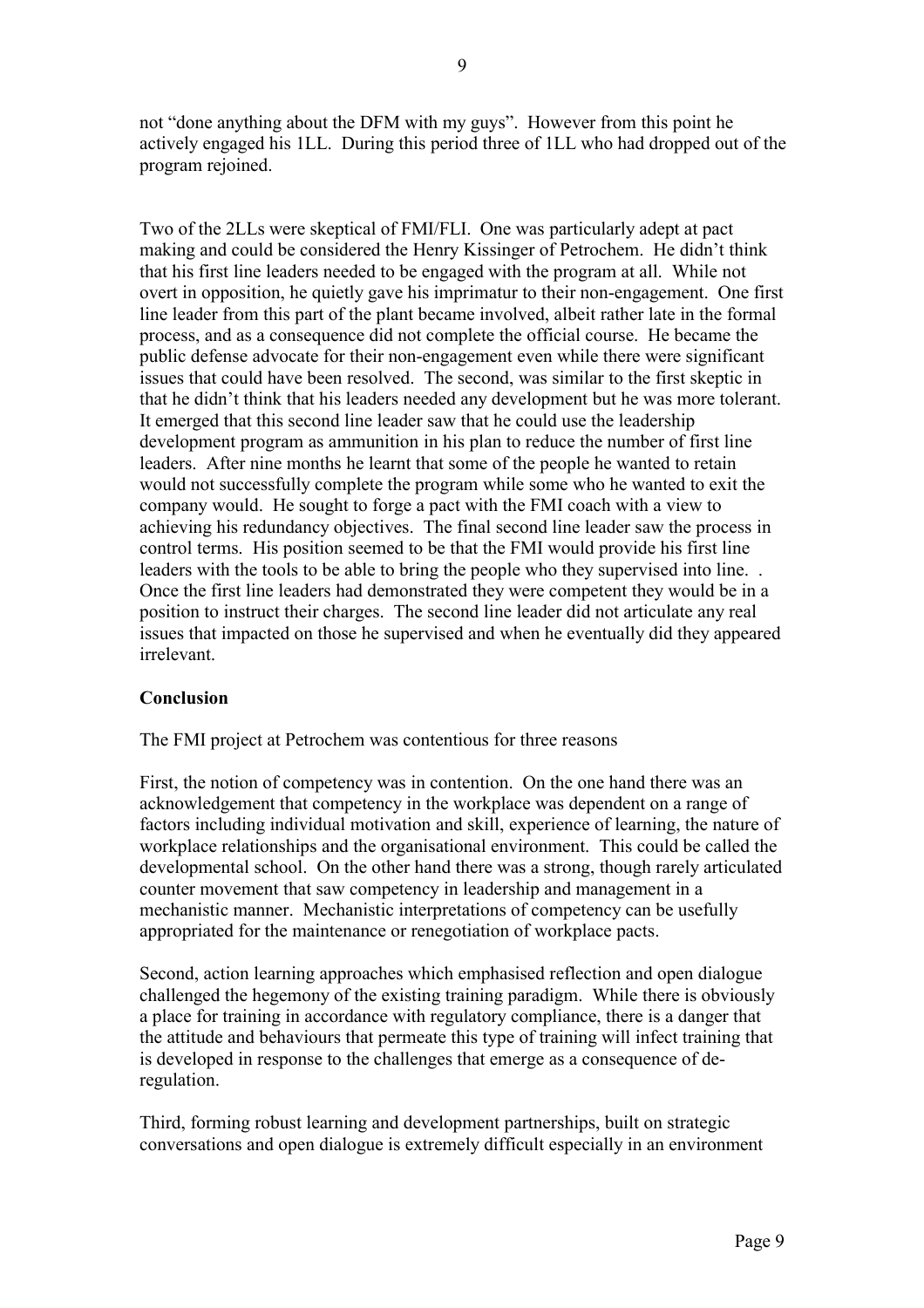not "done anything about the DFM with my guys". However from this point he actively engaged his 1LL. During this period three of 1LL who had dropped out of the program rejoined.

Two of the 2LLs were skeptical of FMI/FLI. One was particularly adept at pact making and could be considered the Henry Kissinger of Petrochem. He didn't think that his first line leaders needed to be engaged with the program at all. While not overt in opposition, he quietly gave his imprimatur to their non-engagement. One first line leader from this part of the plant became involved, albeit rather late in the formal process, and as a consequence did not complete the official course. He became the public defense advocate for their non-engagement even while there were significant issues that could have been resolved. The second, was similar to the first skeptic in that he didn't think that his leaders needed any development but he was more tolerant. It emerged that this second line leader saw that he could use the leadership development program as ammunition in his plan to reduce the number of first line leaders. After nine months he learnt that some of the people he wanted to retain would not successfully complete the program while some who he wanted to exit the company would. He sought to forge a pact with the FMI coach with a view to achieving his redundancy objectives. The final second line leader saw the process in control terms. His position seemed to be that the FMI would provide his first line leaders with the tools to be able to bring the people who they supervised into line. . Once the first line leaders had demonstrated they were competent they would be in a position to instruct their charges. The second line leader did not articulate any real issues that impacted on those he supervised and when he eventually did they appeared irrelevant.

**Conclusion**

The FMI project at Petrochem was contentious for three reasons

First, the notion of competency was in contention. On the one hand there was an acknowledgement that competency in the workplace was dependent on a range of factors including individual motivation and skill, experience of learning, the nature of workplace relationships and the organisational environment. This could be called the developmental school. On the other hand there was a strong, though rarely articulated counter movement that saw competency in leadership and management in a mechanistic manner. Mechanistic interpretations of competency can be usefully appropriated for the maintenance or renegotiation of workplace pacts.

Second, action learning approaches which emphasised reflection and open dialogue challenged the hegemony of the existing training paradigm. While there is obviously a place for training in accordance with regulatory compliance, there is a danger that the attitude and behaviours that permeate this type of training will infect training that is developed in response to the challenges that emerge as a consequence of de-regulation.

Third, forming robust learning and development partnerships, built on strategic conversations and open dialogue is extremely difficult especially in an environment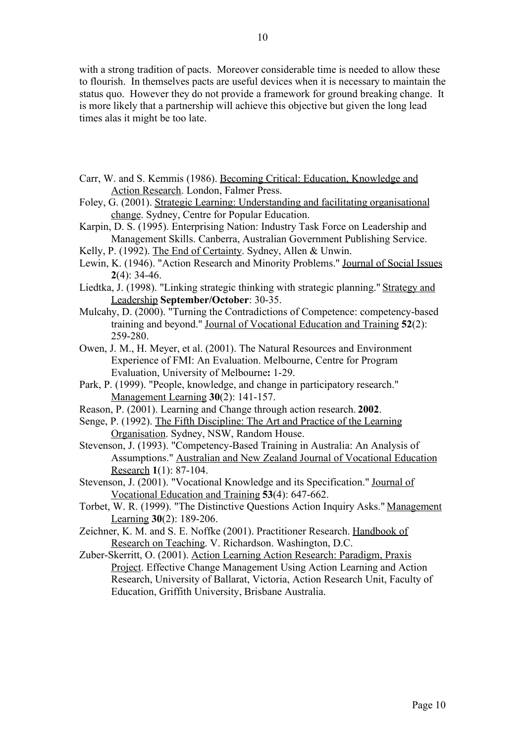with a strong tradition of pacts. Moreover considerable time is needed to allow these to flourish. In themselves pacts are useful devices when it is necessary to maintain the status quo. However they do not provide a framework for ground breaking change. It is more likely that a partnership will achieve this objective but given the long lead times alas it might be too late.

Carr, W. and S. Kemmis (1986). Becoming Critical: Education, Knowledge and Action Research. London, Falmer Press.

Foley, G. (2001). Strategic Learning: Understanding and facilitating organisational change. Sydney, Centre for Popular Education.

Karpin, D. S. (1995). Enterprising Nation: Industry Task Force on Leadership and Management Skills. Canberra, Australian Government Publishing Service.

Kelly, P. (1992). The End of Certainty. Sydney, Allen & Unwin.

Lewin, K. (1946). "Action Research and Minority Problems." Journal of Social Issues **2**(4): 34-46.

Liedtka, J. (1998). "Linking strategic thinking with strategic planning." Strategy and Leadership **September/October**: 30-35.

Mulcahy, D. (2000). "Turning the Contradictions of Competence: competency-based training and beyond." Journal of Vocational Education and Training **52**(2): 259-280.

Owen, J. M., H. Meyer, et al. (2001). The Natural Resources and Environment Experience of FMI: An Evaluation. Melbourne, Centre for Program Evaluation, University of Melbourne**:** 1-29.

Park, P. (1999). "People, knowledge, and change in participatory research." Management Learning **30**(2): 141-157.

Reason, P. (2001). Learning and Change through action research. **2002**.

Senge, P. (1992). The Fifth Discipline: The Art and Practice of the Learning Organisation. Sydney, NSW, Random House.

Stevenson, J. (1993). "Competency-Based Training in Australia: An Analysis of Assumptions." Australian and New Zealand Journal of Vocational Education Research **1**(1): 87-104.

Stevenson, J. (2001). "Vocational Knowledge and its Specification." Journal of Vocational Education and Training **53**(4): 647-662.

Torbet, W. R. (1999). "The Distinctive Questions Action Inquiry Asks." Management Learning **30**(2): 189-206.

Zeichner, K. M. and S. E. Noffke (2001). Practitioner Research. Handbook of Research on Teaching. V. Richardson. Washington, D.C.

Zuber-Skerritt, O. (2001). Action Learning Action Research: Paradigm, Praxis Project. Effective Change Management Using Action Learning and Action Research, University of Ballarat, Victoria, Action Research Unit, Faculty of Education, Griffith University, Brisbane Australia.